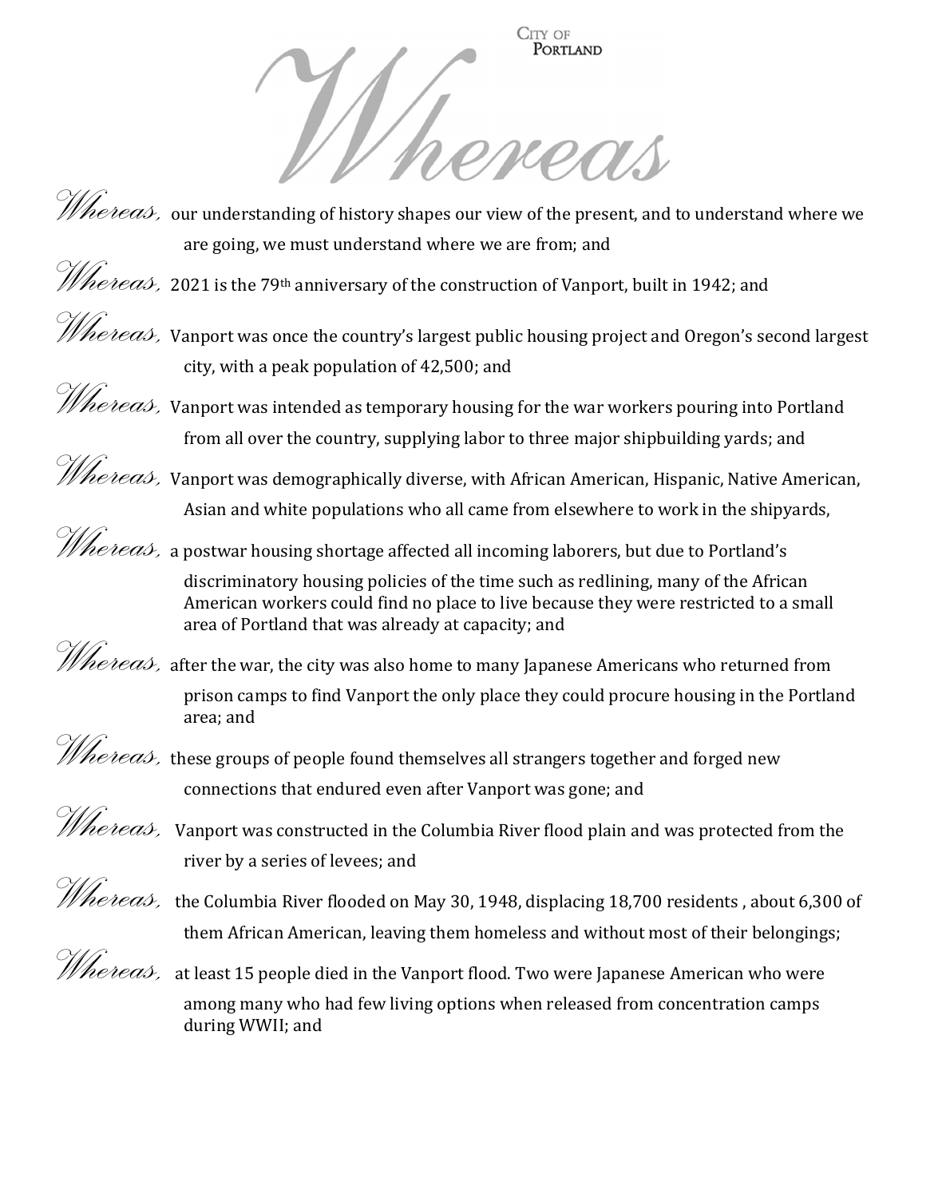CITY OF PORTLAND

# Whereas

*Whereas,* our understanding of history shapes our view of the present, and to understand where we are going, we must understand where we are from; and

*Whereas,* 2021 is the 79th anniversary of the construction of Vanport, built in 1942; and

*Whereas,* Vanport was once the country's largest public housing project and Oregon's second largest city, with a peak population of 42,500; and

*Whereas,* Vanport was intended as temporary housing for the war workers pouring into Portland from all over the country, supplying labor to three major shipbuilding yards; and

*Whereas,* Vanport was demographically diverse, with African American, Hispanic, Native American, Asian and white populations who all came from elsewhere to work in the shipyards,

*Whereas,* a postwar housing shortage affected all incoming laborers, but due to Portland's discriminatory housing policies of the time such as redlining, many of the African American workers could find no place to live because they were restricted to a small area of Portland that was already at capacity; and

*Whereas,* after the war, the city was also home to many Japanese Americans who returned from prison camps to find Vanport the only place they could procure housing in the Portland area; and

*Whereas,* these groups of people found themselves all strangers together and forged new connections that endured even after Vanport was gone; and

*Whereas,* Vanport was constructed in the Columbia River flood plain and was protected from the river by a series of levees; and

*Whereas,* the Columbia River flooded on May 30, 1948, displacing 18,700 residents , about 6,300 of them African American, leaving them homeless and without most of their belongings;

*Whereas,* at least 15 people died in the Vanport flood. Two were Japanese American who were among many who had few living options when released from concentration camps during WWII; and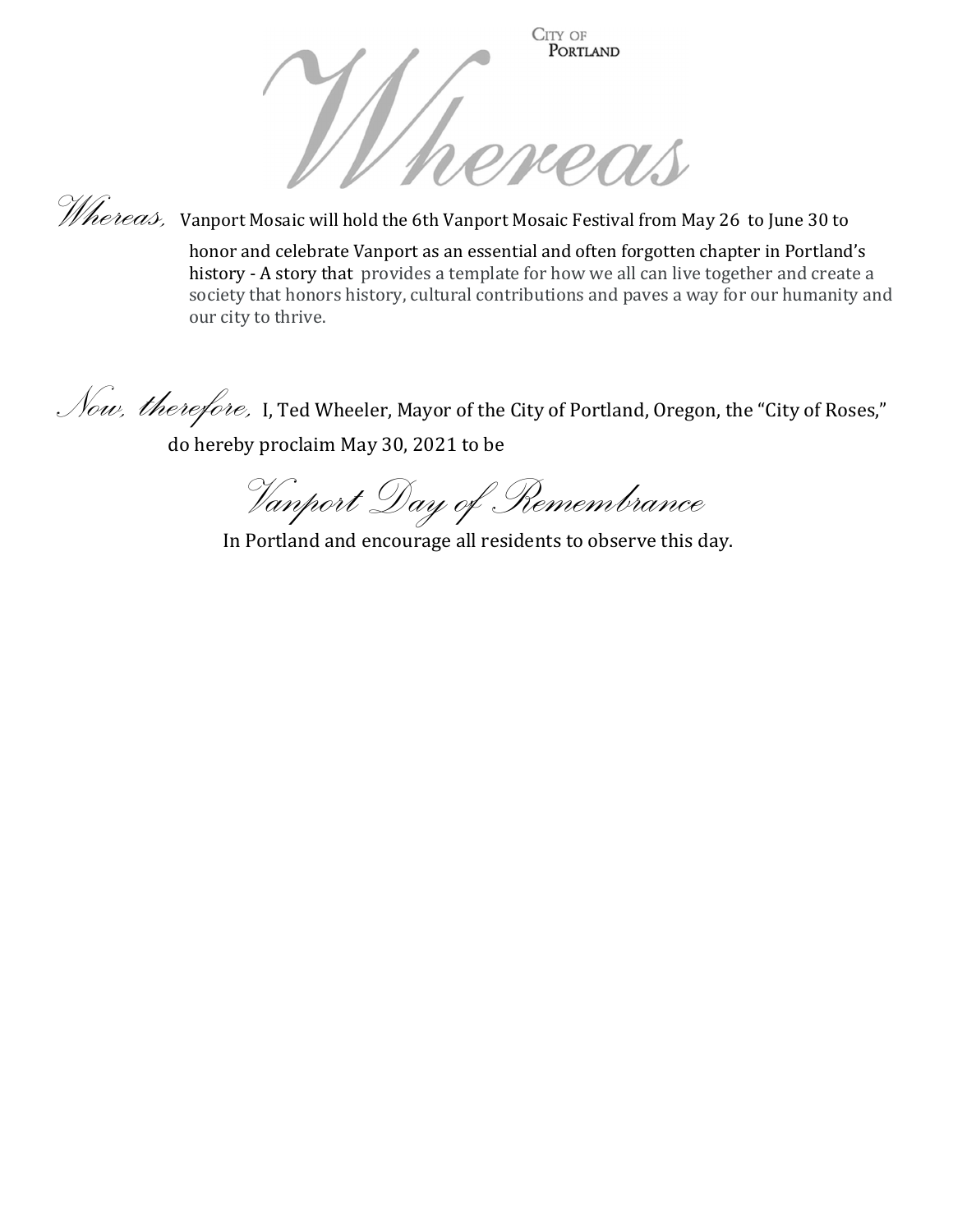CITY OF PORTLAND

# *Whereas*

*Whereas,* Vanport Mosaic will hold the 6th Vanport Mosaic Festival from May 26 to June 30 to honor and celebrate Vanport as an essential and often forgotten chapter in Portland's history - A story that provides a template for how we all can live together and create a society that honors history, cultural contributions and paves a way for our humanity and our city to thrive.

*Now, therefore,* I, Ted Wheeler, Mayor of the City of Portland, Oregon, the "City of Roses," do hereby proclaim May 30, 2021 to be

*Vanport Day of Remembrance*

In Portland and encourage all residents to observe this day.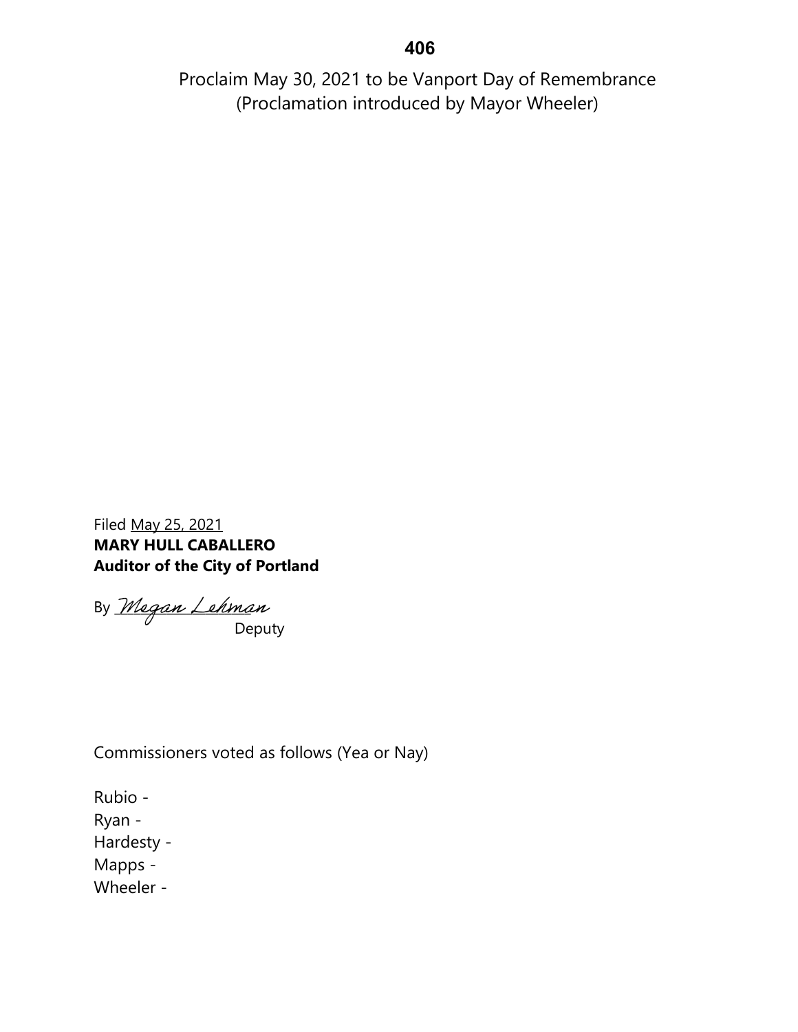# 406

Proclaim May 30, 2021 to be Vanport Day of Remembrance
(Proclamation introduced by Mayor Wheeler)

Filed May 25, 2021
**MARY HULL CABALLERO**
**Auditor of the City of Portland**

By *Megan Lehman*
Deputy

Commissioners voted as follows (Yea or Nay)

Rubio -
Ryan -
Hardesty -
Mapps -
Wheeler -